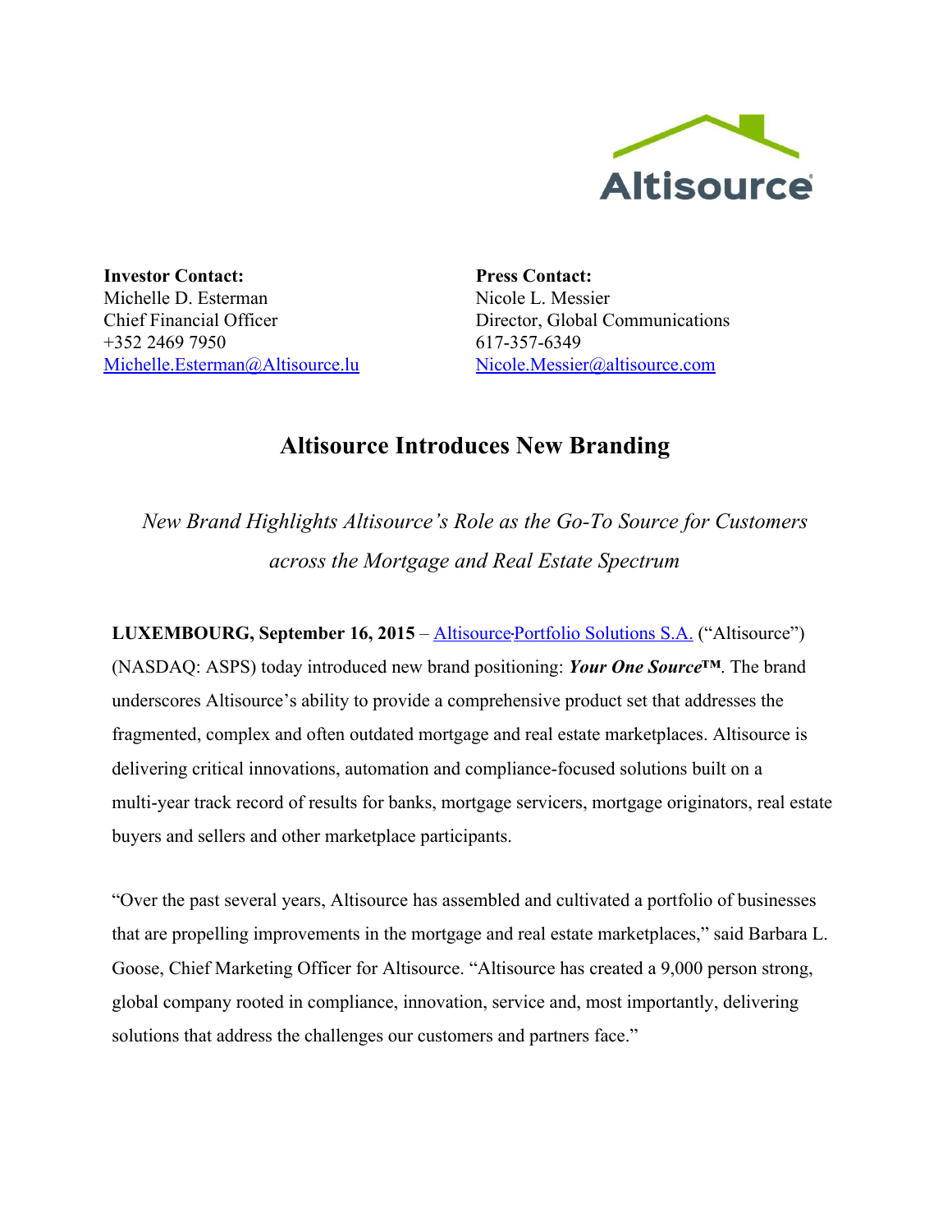**Investor Contact:**
Michelle D. Esterman
Chief Financial Officer
+352 2469 7950
Michelle.Esterman@Altisource.lu

**Press Contact:**
Nicole L. Messier
Director, Global Communications
617-357-6349
Nicole.Messier@altisource.com

# Altisource Introduces New Branding

*New Brand Highlights Altisource's Role as the Go-To Source for Customers across the Mortgage and Real Estate Spectrum*

**LUXEMBOURG, September 16, 2015** – Altisource Portfolio Solutions S.A. ("Altisource") (NASDAQ: ASPS) today introduced new brand positioning: ***Your One Source™***. The brand underscores Altisource's ability to provide a comprehensive product set that addresses the fragmented, complex and often outdated mortgage and real estate marketplaces. Altisource is delivering critical innovations, automation and compliance-focused solutions built on a multi-year track record of results for banks, mortgage servicers, mortgage originators, real estate buyers and sellers and other marketplace participants.

"Over the past several years, Altisource has assembled and cultivated a portfolio of businesses that are propelling improvements in the mortgage and real estate marketplaces," said Barbara L. Goose, Chief Marketing Officer for Altisource. "Altisource has created a 9,000 person strong, global company rooted in compliance, innovation, service and, most importantly, delivering solutions that address the challenges our customers and partners face."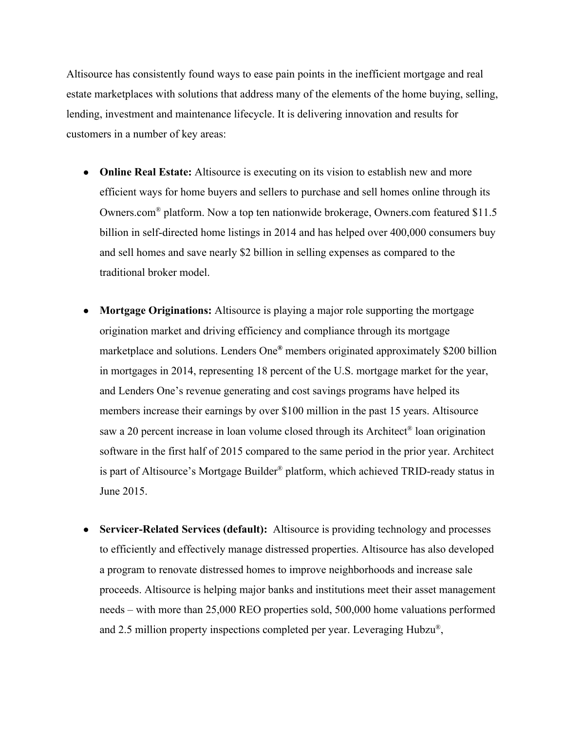Altisource has consistently found ways to ease pain points in the inefficient mortgage and real estate marketplaces with solutions that address many of the elements of the home buying, selling, lending, investment and maintenance lifecycle. It is delivering innovation and results for customers in a number of key areas:

- **Online Real Estate:** Altisource is executing on its vision to establish new and more efficient ways for home buyers and sellers to purchase and sell homes online through its Owners.com® platform. Now a top ten nationwide brokerage, Owners.com featured $11.5 billion in self-directed home listings in 2014 and has helped over 400,000 consumers buy and sell homes and save nearly $2 billion in selling expenses as compared to the traditional broker model.

- **Mortgage Originations:** Altisource is playing a major role supporting the mortgage origination market and driving efficiency and compliance through its mortgage marketplace and solutions. Lenders One® members originated approximately $200 billion in mortgages in 2014, representing 18 percent of the U.S. mortgage market for the year, and Lenders One's revenue generating and cost savings programs have helped its members increase their earnings by over $100 million in the past 15 years. Altisource saw a 20 percent increase in loan volume closed through its Architect® loan origination software in the first half of 2015 compared to the same period in the prior year. Architect is part of Altisource's Mortgage Builder® platform, which achieved TRID-ready status in June 2015.

- **Servicer-Related Services (default):** Altisource is providing technology and processes to efficiently and effectively manage distressed properties. Altisource has also developed a program to renovate distressed homes to improve neighborhoods and increase sale proceeds. Altisource is helping major banks and institutions meet their asset management needs – with more than 25,000 REO properties sold, 500,000 home valuations performed and 2.5 million property inspections completed per year. Leveraging Hubzu®,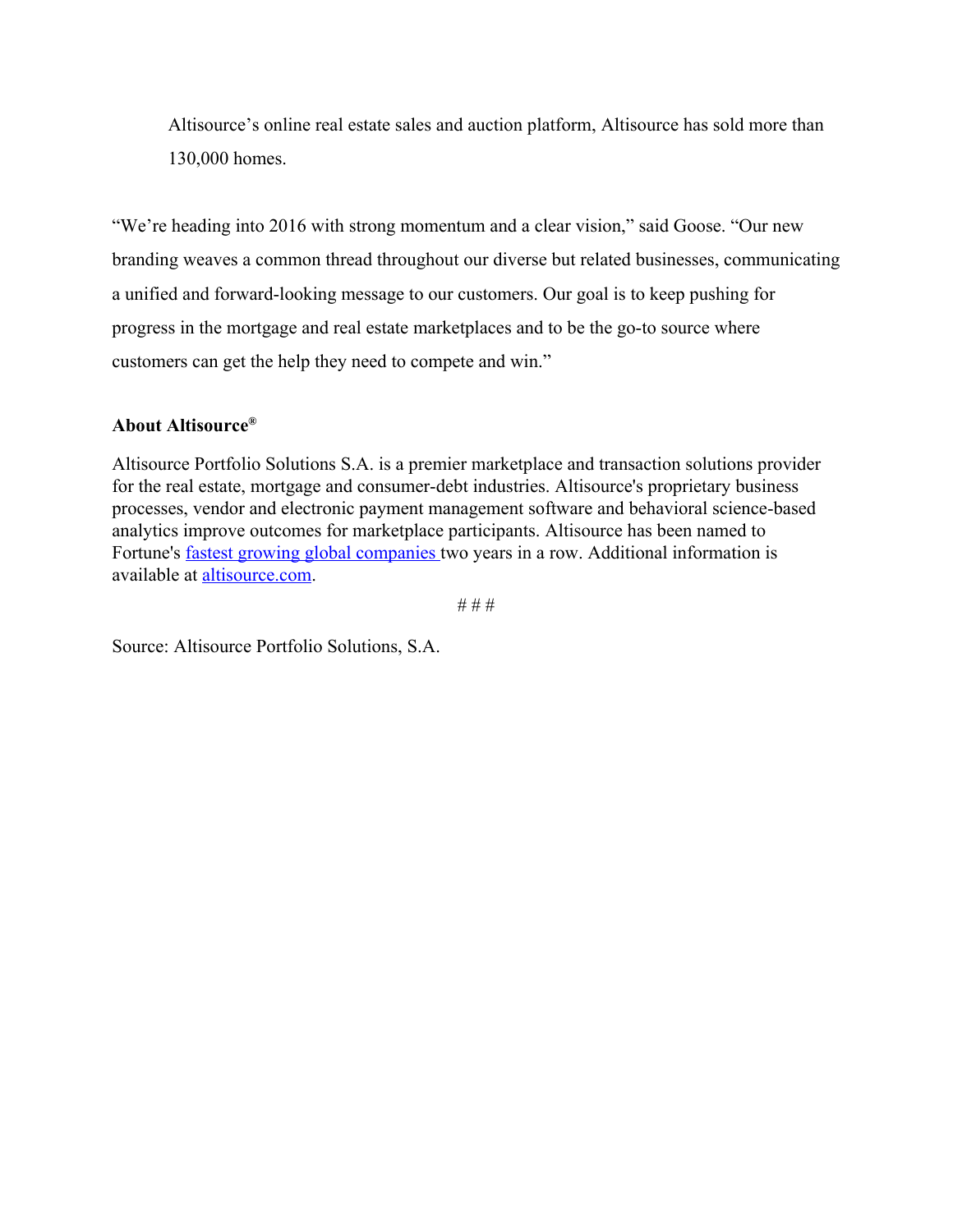Altisource's online real estate sales and auction platform, Altisource has sold more than 130,000 homes.

"We're heading into 2016 with strong momentum and a clear vision," said Goose. "Our new branding weaves a common thread throughout our diverse but related businesses, communicating a unified and forward-looking message to our customers. Our goal is to keep pushing for progress in the mortgage and real estate marketplaces and to be the go-to source where customers can get the help they need to compete and win."

**About Altisource®**

Altisource Portfolio Solutions S.A. is a premier marketplace and transaction solutions provider for the real estate, mortgage and consumer-debt industries. Altisource's proprietary business processes, vendor and electronic payment management software and behavioral science-based analytics improve outcomes for marketplace participants. Altisource has been named to Fortune's [fastest growing global companies](#) two years in a row. Additional information is available at [altisource.com](#).

# # #

Source: Altisource Portfolio Solutions, S.A.